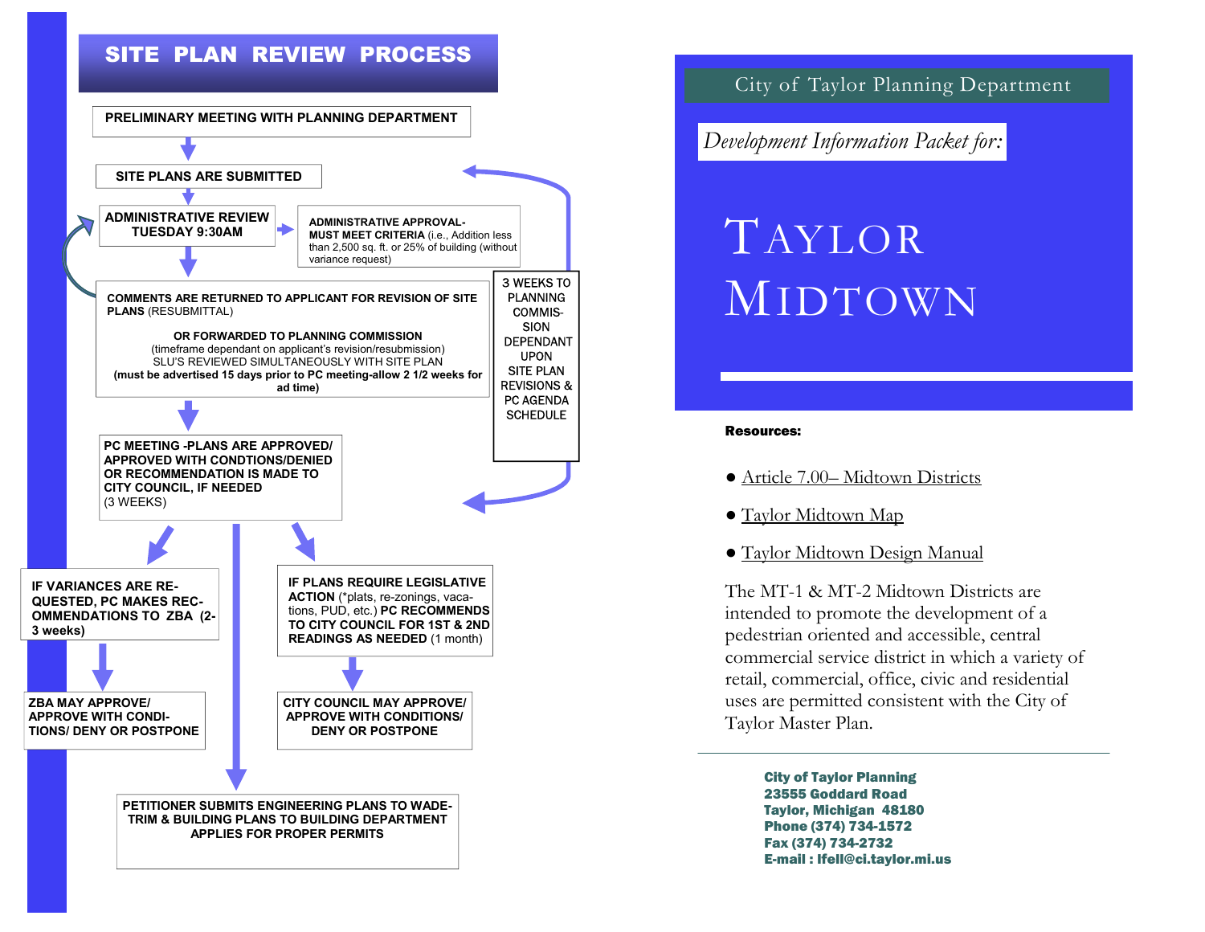## SITE PLAN REVIEW PROCESS

**PRELIMINARY MEETING WITH PLANNING DEPARTMENT**

**SITE PLANS ARE SUBMITTED**

**ADMINISTRATIVE REVIEW TUESDAY 9:30AM**

**ADMINISTRATIVE APPROVAL- MUST MEET CRITERIA** (i.e., Addition less than 2,500 sq. ft. or 25% of building (without variance request)

**COMMENTS ARE RETURNED TO APPLICANT FOR REVISION OF SITE PLANS** (RESUBMITTAL)

**OR FORWARDED TO PLANNING COMMISSION**
(timeframe dependant on applicant's revision/resubmission)
SLU'S REVIEWED SIMULTANEOUSLY WITH SITE PLAN
**(must be advertised 15 days prior to PC meeting-allow 2 1/2 weeks for ad time)**

3 WEEKS TO PLANNING COMMISSION DEPENDANT UPON SITE PLAN REVISIONS & PC AGENDA SCHEDULE

**PC MEETING -PLANS ARE APPROVED/ APPROVED WITH CONDTIONS/DENIED OR RECOMMENDATION IS MADE TO CITY COUNCIL, IF NEEDED** (3 WEEKS)

**IF VARIANCES ARE REQUESTED, PC MAKES RECOMMENDATIONS TO ZBA (2-3 weeks)**

**ZBA MAY APPROVE/ APPROVE WITH CONDITIONS/ DENY OR POSTPONE**

**IF PLANS REQUIRE LEGISLATIVE ACTION** (*plats, re-zonings, vacations, PUD, etc.) **PC RECOMMENDS TO CITY COUNCIL FOR 1ST & 2ND READINGS AS NEEDED** (1 month)

**CITY COUNCIL MAY APPROVE/ APPROVE WITH CONDITIONS/ DENY OR POSTPONE**

**PETITIONER SUBMITS ENGINEERING PLANS TO WADE-TRIM & BUILDING PLANS TO BUILDING DEPARTMENT APPLIES FOR PROPER PERMITS**

City of Taylor Planning Department

*Development Information Packet for:*

# TAYLOR MIDTOWN

**Resources:**

- Article 7.00– Midtown Districts
- Taylor Midtown Map
- Taylor Midtown Design Manual

The MT-1 & MT-2 Midtown Districts are intended to promote the development of a pedestrian oriented and accessible, central commercial service district in which a variety of retail, commercial, office, civic and residential uses are permitted consistent with the City of Taylor Master Plan.

---

**City of Taylor Planning**
**23555 Goddard Road**
**Taylor, Michigan 48180**
**Phone (374) 734-1572**
**Fax (374) 734-2732**
**E-mail : lfell@ci.taylor.mi.us**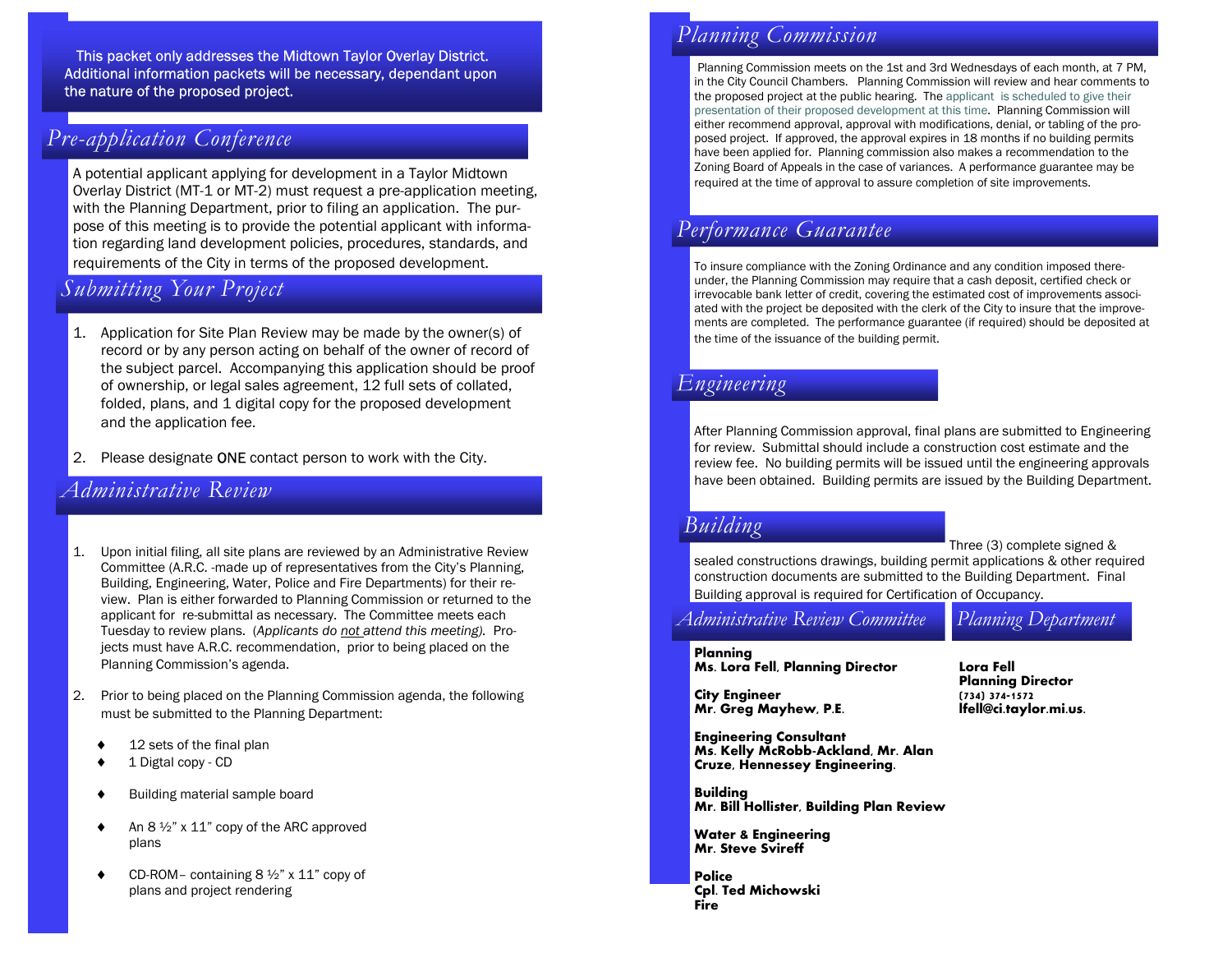This packet only addresses the Midtown Taylor Overlay District. Additional information packets will be necessary, dependant upon the nature of the proposed project.

## Pre-application Conference

A potential applicant applying for development in a Taylor Midtown Overlay District (MT-1 or MT-2) must request a pre-application meeting, with the Planning Department, prior to filing an application. The purpose of this meeting is to provide the potential applicant with information regarding land development policies, procedures, standards, and requirements of the City in terms of the proposed development.

## Submitting Your Project

1. Application for Site Plan Review may be made by the owner(s) of record or by any person acting on behalf of the owner of record of the subject parcel. Accompanying this application should be proof of ownership, or legal sales agreement, 12 full sets of collated, folded, plans, and 1 digital copy for the proposed development and the application fee.
2. Please designate ONE contact person to work with the City.

## Administrative Review

1. Upon initial filing, all site plans are reviewed by an Administrative Review Committee (A.R.C. -made up of representatives from the City's Planning, Building, Engineering, Water, Police and Fire Departments) for their review. Plan is either forwarded to Planning Commission or returned to the applicant for re-submittal as necessary. The Committee meets each Tuesday to review plans. (*Applicants do not attend this meeting).* Projects must have A.R.C. recommendation, prior to being placed on the Planning Commission's agenda.
2. Prior to being placed on the Planning Commission agenda, the following must be submitted to the Planning Department:
   - 12 sets of the final plan
   - 1 Digtal copy - CD
   - Building material sample board
   - An 8 ½" x 11" copy of the ARC approved plans
   - CD-ROM– containing 8 ½" x 11" copy of plans and project rendering

## Planning Commission

Planning Commission meets on the 1st and 3rd Wednesdays of each month, at 7 PM, in the City Council Chambers. Planning Commission will review and hear comments to the proposed project at the public hearing. The applicant is scheduled to give their presentation of their proposed development at this time. Planning Commission will either recommend approval, approval with modifications, denial, or tabling of the proposed project. If approved, the approval expires in 18 months if no building permits have been applied for. Planning commission also makes a recommendation to the Zoning Board of Appeals in the case of variances. A performance guarantee may be required at the time of approval to assure completion of site improvements.

## Performance Guarantee

To insure compliance with the Zoning Ordinance and any condition imposed thereunder, the Planning Commission may require that a cash deposit, certified check or irrevocable bank letter of credit, covering the estimated cost of improvements associated with the project be deposited with the clerk of the City to insure that the improvements are completed. The performance guarantee (if required) should be deposited at the time of the issuance of the building permit.

## Engineering

After Planning Commission approval, final plans are submitted to Engineering for review. Submittal should include a construction cost estimate and the review fee. No building permits will be issued until the engineering approvals have been obtained. Building permits are issued by the Building Department.

## Building

Three (3) complete signed & sealed constructions drawings, building permit applications & other required construction documents are submitted to the Building Department. Final Building approval is required for Certification of Occupancy.

## Administrative Review Committee

**Planning**
**Ms. Lora Fell, Planning Director**

**City Engineer**
**Mr. Greg Mayhew, P.E.**

**Engineering Consultant**
**Ms. Kelly McRobb-Ackland, Mr. Alan Cruze, Hennessey Engineering.**

**Building**
**Mr. Bill Hollister, Building Plan Review**

**Water & Engineering**
**Mr. Steve Svireff**

**Police**
**Cpl. Ted Michowski**
**Fire**

## Planning Department

**Lora Fell**
**Planning Director**
**(734) 374-1572**
**lfell@ci.taylor.mi.us.**